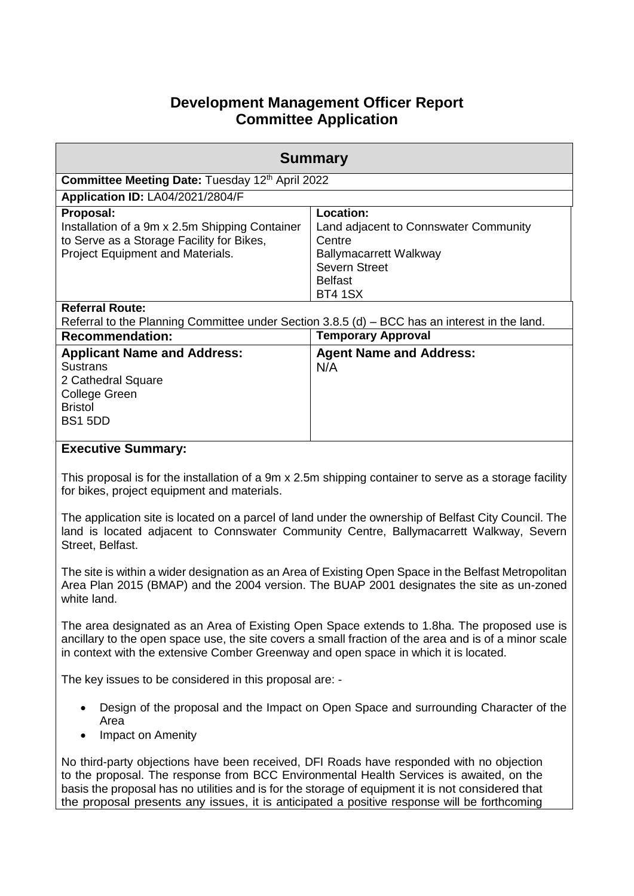# Development Management Officer Report
# Committee Application

## Summary

**Committee Meeting Date:** Tuesday 12th April 2022

**Application ID:** LA04/2021/2804/F

| **Proposal:** | **Location:** |
|---|---|
| Installation of a 9m x 2.5m Shipping Container to Serve as a Storage Facility for Bikes, Project Equipment and Materials. | Land adjacent to Connswater Community Centre<br>Ballymacarrett Walkway<br>Severn Street<br>Belfast<br>BT4 1SX |

**Referral Route:**
Referral to the Planning Committee under Section 3.8.5 (d) – BCC has an interest in the land.

| **Recommendation:** | **Temporary Approval** |
|---|---|
| **Applicant Name and Address:**<br>Sustrans<br>2 Cathedral Square<br>College Green<br>Bristol<br>BS1 5DD | **Agent Name and Address:**<br>N/A |

**Executive Summary:**

This proposal is for the installation of a 9m x 2.5m shipping container to serve as a storage facility for bikes, project equipment and materials.

The application site is located on a parcel of land under the ownership of Belfast City Council. The land is located adjacent to Connswater Community Centre, Ballymacarrett Walkway, Severn Street, Belfast.

The site is within a wider designation as an Area of Existing Open Space in the Belfast Metropolitan Area Plan 2015 (BMAP) and the 2004 version. The BUAP 2001 designates the site as un-zoned white land.

The area designated as an Area of Existing Open Space extends to 1.8ha. The proposed use is ancillary to the open space use, the site covers a small fraction of the area and is of a minor scale in context with the extensive Comber Greenway and open space in which it is located.

The key issues to be considered in this proposal are: -

- Design of the proposal and the Impact on Open Space and surrounding Character of the Area
- Impact on Amenity

No third-party objections have been received, DFI Roads have responded with no objection to the proposal. The response from BCC Environmental Health Services is awaited, on the basis the proposal has no utilities and is for the storage of equipment it is not considered that the proposal presents any issues, it is anticipated a positive response will be forthcoming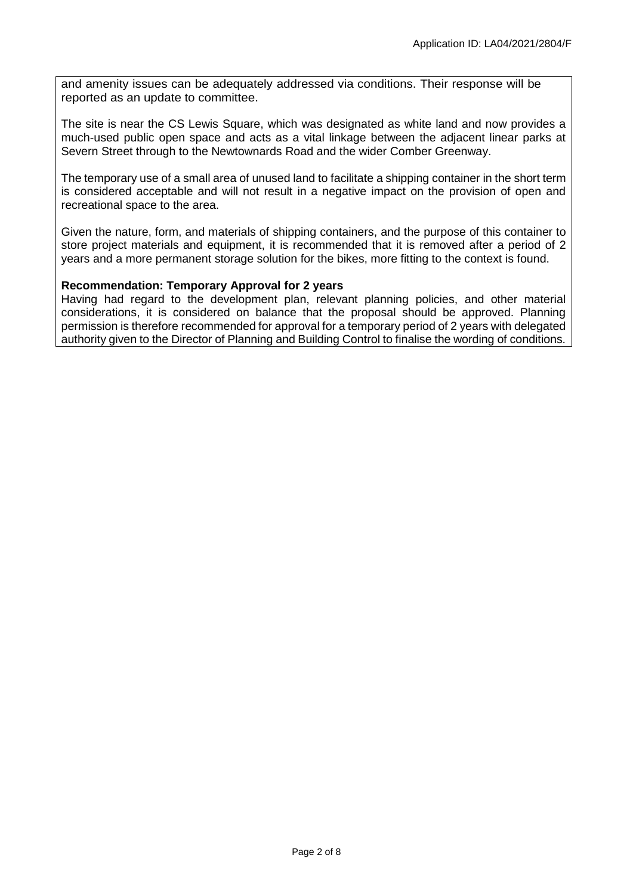and amenity issues can be adequately addressed via conditions. Their response will be reported as an update to committee.

The site is near the CS Lewis Square, which was designated as white land and now provides a much-used public open space and acts as a vital linkage between the adjacent linear parks at Severn Street through to the Newtownards Road and the wider Comber Greenway.

The temporary use of a small area of unused land to facilitate a shipping container in the short term is considered acceptable and will not result in a negative impact on the provision of open and recreational space to the area.

Given the nature, form, and materials of shipping containers, and the purpose of this container to store project materials and equipment, it is recommended that it is removed after a period of 2 years and a more permanent storage solution for the bikes, more fitting to the context is found.

**Recommendation: Temporary Approval for 2 years**

Having had regard to the development plan, relevant planning policies, and other material considerations, it is considered on balance that the proposal should be approved. Planning permission is therefore recommended for approval for a temporary period of 2 years with delegated authority given to the Director of Planning and Building Control to finalise the wording of conditions.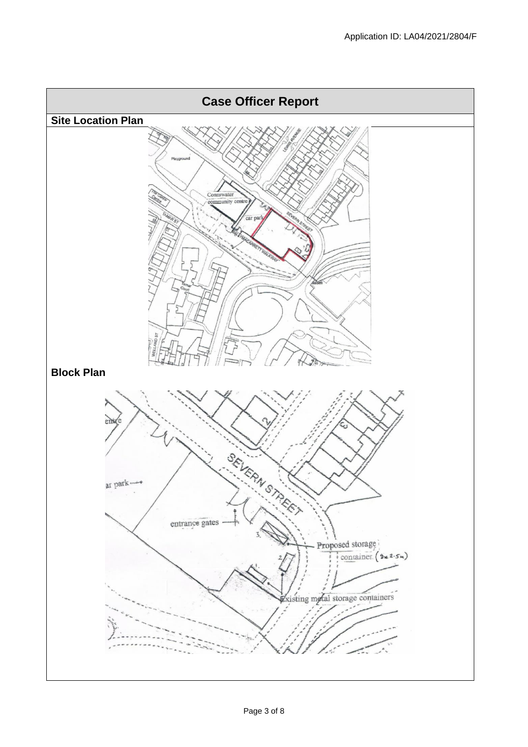# Case Officer Report

## Site Location Plan

## Block Plan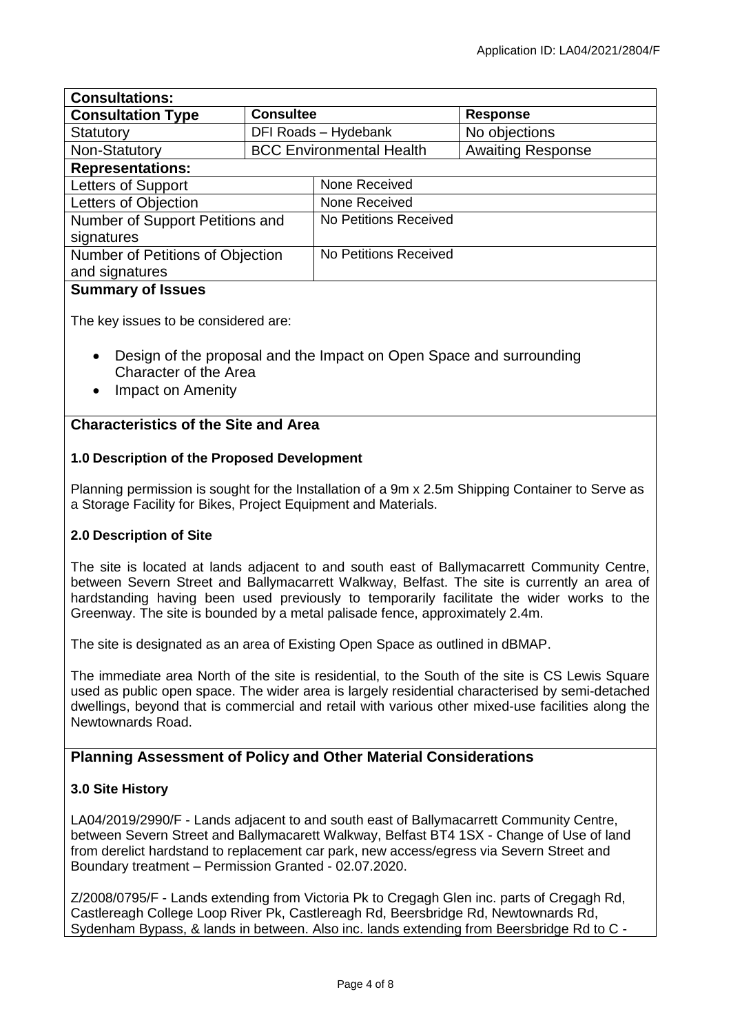## Consultations:

| Consultation Type | Consultee | Response |
|---|---|---|
| Statutory | DFI Roads – Hydebank | No objections |
| Non-Statutory | BCC Environmental Health | Awaiting Response |

## Representations:

| | |
|---|---|
| Letters of Support | None Received |
| Letters of Objection | None Received |
| Number of Support Petitions and signatures | No Petitions Received |
| Number of Petitions of Objection and signatures | No Petitions Received |

## Summary of Issues

The key issues to be considered are:

- Design of the proposal and the Impact on Open Space and surrounding Character of the Area
- Impact on Amenity

## Characteristics of the Site and Area

### 1.0 Description of the Proposed Development

Planning permission is sought for the Installation of a 9m x 2.5m Shipping Container to Serve as a Storage Facility for Bikes, Project Equipment and Materials.

### 2.0 Description of Site

The site is located at lands adjacent to and south east of Ballymacarrett Community Centre, between Severn Street and Ballymacarrett Walkway, Belfast. The site is currently an area of hardstanding having been used previously to temporarily facilitate the wider works to the Greenway. The site is bounded by a metal palisade fence, approximately 2.4m.

The site is designated as an area of Existing Open Space as outlined in dBMAP.

The immediate area North of the site is residential, to the South of the site is CS Lewis Square used as public open space. The wider area is largely residential characterised by semi-detached dwellings, beyond that is commercial and retail with various other mixed-use facilities along the Newtownards Road.

## Planning Assessment of Policy and Other Material Considerations

### 3.0 Site History

LA04/2019/2990/F - Lands adjacent to and south east of Ballymacarrett Community Centre, between Severn Street and Ballymacarett Walkway, Belfast BT4 1SX - Change of Use of land from derelict hardstand to replacement car park, new access/egress via Severn Street and Boundary treatment – Permission Granted - 02.07.2020.

Z/2008/0795/F - Lands extending from Victoria Pk to Cregagh Glen inc. parts of Cregagh Rd, Castlereagh College Loop River Pk, Castlereagh Rd, Beersbridge Rd, Newtownards Rd, Sydenham Bypass, & lands in between. Also inc. lands extending from Beersbridge Rd to C -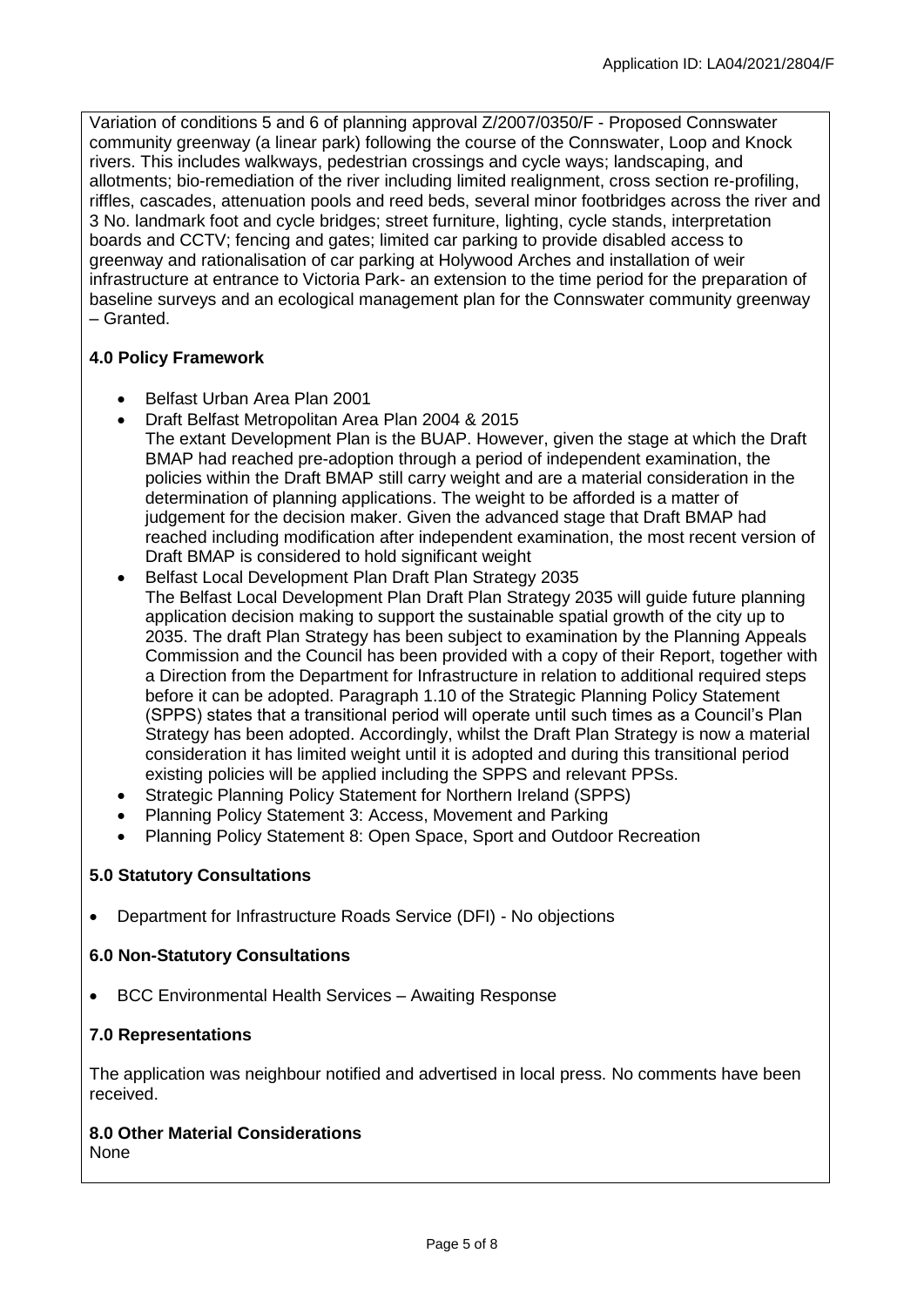Variation of conditions 5 and 6 of planning approval Z/2007/0350/F - Proposed Connswater community greenway (a linear park) following the course of the Connswater, Loop and Knock rivers. This includes walkways, pedestrian crossings and cycle ways; landscaping, and allotments; bio-remediation of the river including limited realignment, cross section re-profiling, riffles, cascades, attenuation pools and reed beds, several minor footbridges across the river and 3 No. landmark foot and cycle bridges; street furniture, lighting, cycle stands, interpretation boards and CCTV; fencing and gates; limited car parking to provide disabled access to greenway and rationalisation of car parking at Holywood Arches and installation of weir infrastructure at entrance to Victoria Park- an extension to the time period for the preparation of baseline surveys and an ecological management plan for the Connswater community greenway – Granted.

**4.0 Policy Framework**

- Belfast Urban Area Plan 2001
- Draft Belfast Metropolitan Area Plan 2004 & 2015
  The extant Development Plan is the BUAP. However, given the stage at which the Draft BMAP had reached pre-adoption through a period of independent examination, the policies within the Draft BMAP still carry weight and are a material consideration in the determination of planning applications. The weight to be afforded is a matter of judgement for the decision maker. Given the advanced stage that Draft BMAP had reached including modification after independent examination, the most recent version of Draft BMAP is considered to hold significant weight
- Belfast Local Development Plan Draft Plan Strategy 2035
  The Belfast Local Development Plan Draft Plan Strategy 2035 will guide future planning application decision making to support the sustainable spatial growth of the city up to 2035. The draft Plan Strategy has been subject to examination by the Planning Appeals Commission and the Council has been provided with a copy of their Report, together with a Direction from the Department for Infrastructure in relation to additional required steps before it can be adopted. Paragraph 1.10 of the Strategic Planning Policy Statement (SPPS) states that a transitional period will operate until such times as a Council's Plan Strategy has been adopted. Accordingly, whilst the Draft Plan Strategy is now a material consideration it has limited weight until it is adopted and during this transitional period existing policies will be applied including the SPPS and relevant PPSs.
- Strategic Planning Policy Statement for Northern Ireland (SPPS)
- Planning Policy Statement 3: Access, Movement and Parking
- Planning Policy Statement 8: Open Space, Sport and Outdoor Recreation

**5.0 Statutory Consultations**

- Department for Infrastructure Roads Service (DFI) - No objections

**6.0 Non-Statutory Consultations**

- BCC Environmental Health Services – Awaiting Response

**7.0 Representations**

The application was neighbour notified and advertised in local press. No comments have been received.

**8.0 Other Material Considerations**

None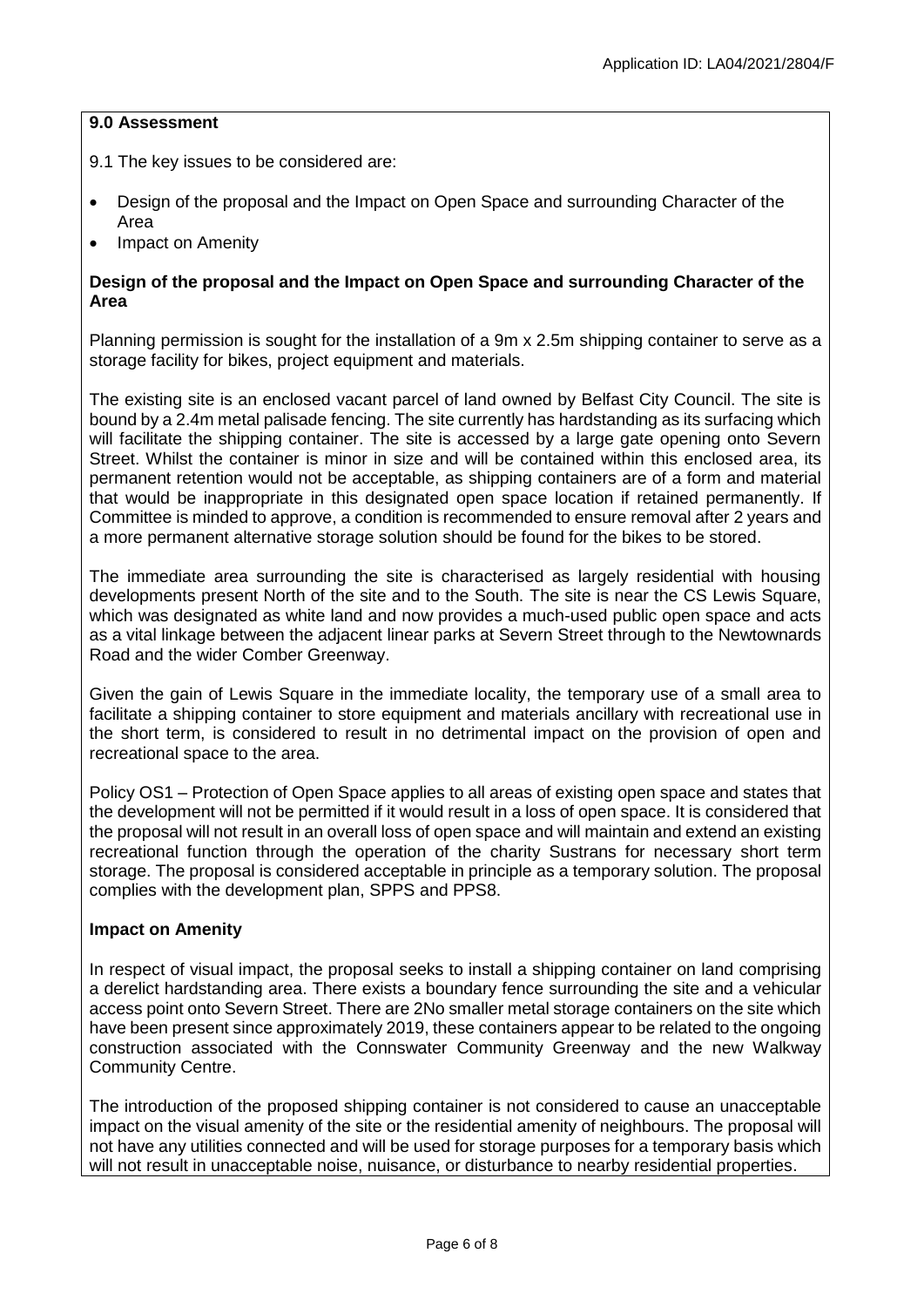## 9.0 Assessment

9.1 The key issues to be considered are:

- Design of the proposal and the Impact on Open Space and surrounding Character of the Area
- Impact on Amenity

### Design of the proposal and the Impact on Open Space and surrounding Character of the Area

Planning permission is sought for the installation of a 9m x 2.5m shipping container to serve as a storage facility for bikes, project equipment and materials.

The existing site is an enclosed vacant parcel of land owned by Belfast City Council. The site is bound by a 2.4m metal palisade fencing. The site currently has hardstanding as its surfacing which will facilitate the shipping container. The site is accessed by a large gate opening onto Severn Street. Whilst the container is minor in size and will be contained within this enclosed area, its permanent retention would not be acceptable, as shipping containers are of a form and material that would be inappropriate in this designated open space location if retained permanently. If Committee is minded to approve, a condition is recommended to ensure removal after 2 years and a more permanent alternative storage solution should be found for the bikes to be stored.

The immediate area surrounding the site is characterised as largely residential with housing developments present North of the site and to the South. The site is near the CS Lewis Square, which was designated as white land and now provides a much-used public open space and acts as a vital linkage between the adjacent linear parks at Severn Street through to the Newtownards Road and the wider Comber Greenway.

Given the gain of Lewis Square in the immediate locality, the temporary use of a small area to facilitate a shipping container to store equipment and materials ancillary with recreational use in the short term, is considered to result in no detrimental impact on the provision of open and recreational space to the area.

Policy OS1 – Protection of Open Space applies to all areas of existing open space and states that the development will not be permitted if it would result in a loss of open space. It is considered that the proposal will not result in an overall loss of open space and will maintain and extend an existing recreational function through the operation of the charity Sustrans for necessary short term storage. The proposal is considered acceptable in principle as a temporary solution. The proposal complies with the development plan, SPPS and PPS8.

### Impact on Amenity

In respect of visual impact, the proposal seeks to install a shipping container on land comprising a derelict hardstanding area. There exists a boundary fence surrounding the site and a vehicular access point onto Severn Street. There are 2No smaller metal storage containers on the site which have been present since approximately 2019, these containers appear to be related to the ongoing construction associated with the Connswater Community Greenway and the new Walkway Community Centre.

The introduction of the proposed shipping container is not considered to cause an unacceptable impact on the visual amenity of the site or the residential amenity of neighbours. The proposal will not have any utilities connected and will be used for storage purposes for a temporary basis which will not result in unacceptable noise, nuisance, or disturbance to nearby residential properties.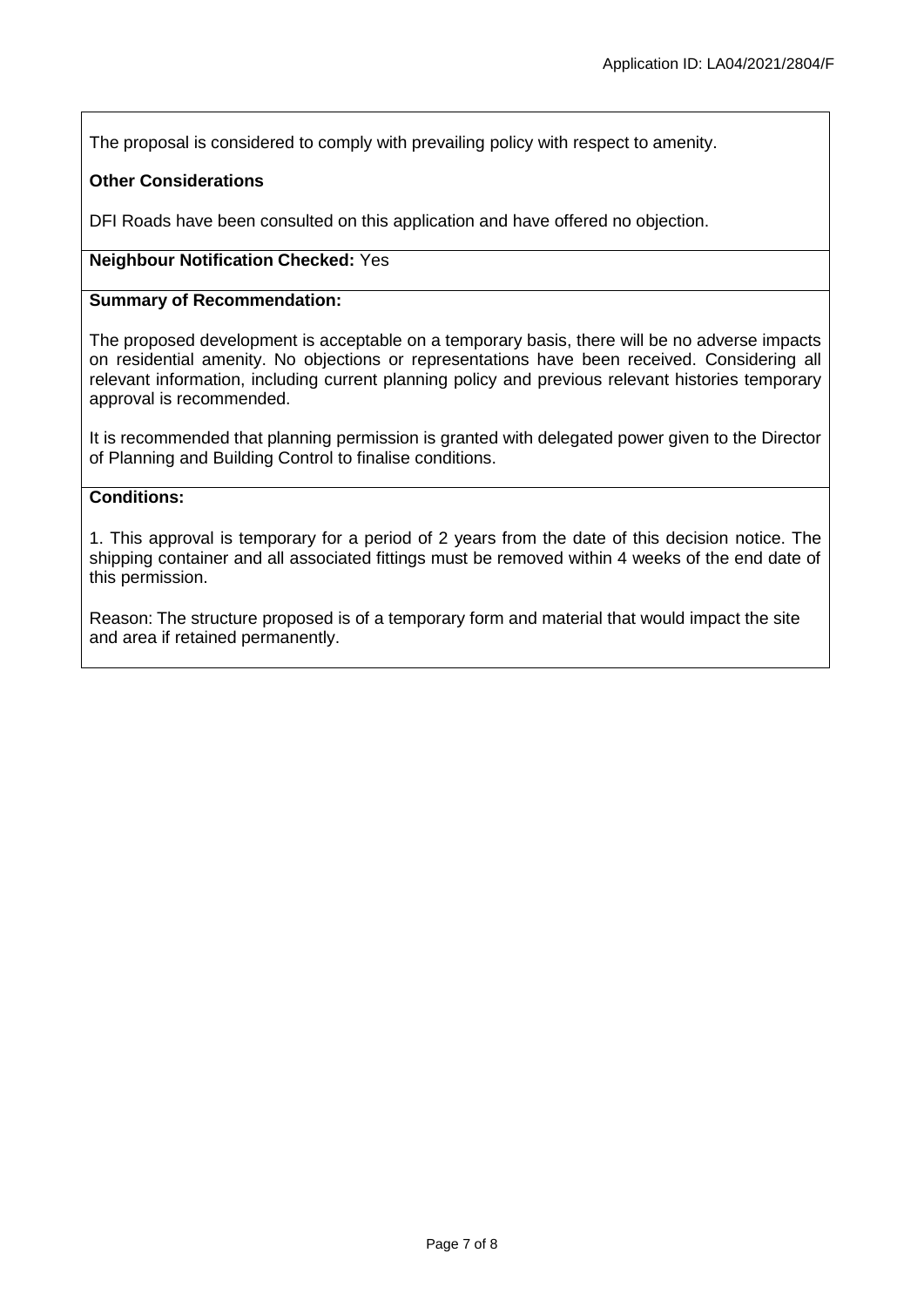The proposal is considered to comply with prevailing policy with respect to amenity.

**Other Considerations**

DFI Roads have been consulted on this application and have offered no objection.

**Neighbour Notification Checked:** Yes

**Summary of Recommendation:**

The proposed development is acceptable on a temporary basis, there will be no adverse impacts on residential amenity. No objections or representations have been received. Considering all relevant information, including current planning policy and previous relevant histories temporary approval is recommended.

It is recommended that planning permission is granted with delegated power given to the Director of Planning and Building Control to finalise conditions.

**Conditions:**

1. This approval is temporary for a period of 2 years from the date of this decision notice. The shipping container and all associated fittings must be removed within 4 weeks of the end date of this permission.

Reason: The structure proposed is of a temporary form and material that would impact the site and area if retained permanently.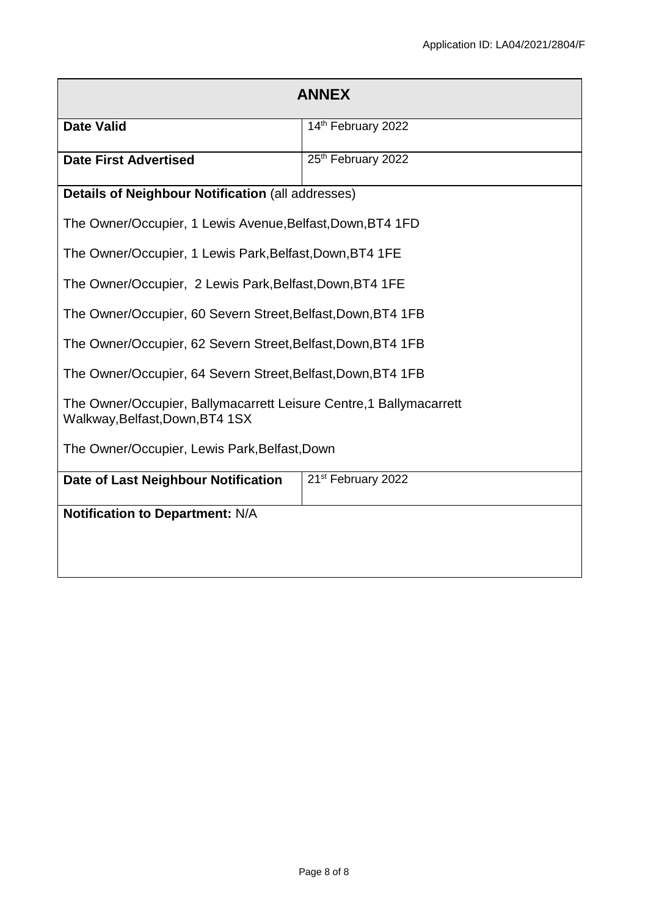| ANNEX | |
|---|---|
| **Date Valid** | 14th February 2022 |
| **Date First Advertised** | 25th February 2022 |
| **Details of Neighbour Notification** (all addresses)<br><br>The Owner/Occupier, 1 Lewis Avenue,Belfast,Down,BT4 1FD<br><br>The Owner/Occupier, 1 Lewis Park,Belfast,Down,BT4 1FE<br><br>The Owner/Occupier, 2 Lewis Park,Belfast,Down,BT4 1FE<br><br>The Owner/Occupier, 60 Severn Street,Belfast,Down,BT4 1FB<br><br>The Owner/Occupier, 62 Severn Street,Belfast,Down,BT4 1FB<br><br>The Owner/Occupier, 64 Severn Street,Belfast,Down,BT4 1FB<br><br>The Owner/Occupier, Ballymacarrett Leisure Centre,1 Ballymacarrett Walkway,Belfast,Down,BT4 1SX<br><br>The Owner/Occupier, Lewis Park,Belfast,Down | |
| **Date of Last Neighbour Notification** | 21st February 2022 |
| **Notification to Department:** N/A | |